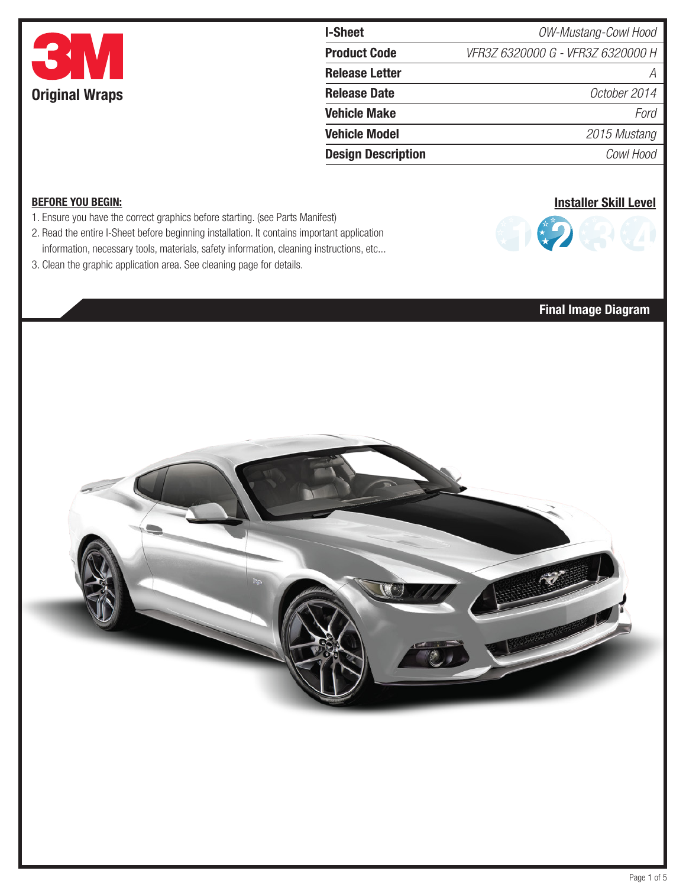**3M Original Wraps**

| I-Sheet | OW-Mustang-Cowl Hood |
| --- | --- |
| Product Code | VFR3Z 6320000 G - VFR3Z 6320000 H |
| Release Letter | A |
| Release Date | October 2014 |
| Vehicle Make | Ford |
| Vehicle Model | 2015 Mustang |
| Design Description | Cowl Hood |

**BEFORE YOU BEGIN:**

1. Ensure you have the correct graphics before starting. (see Parts Manifest)
2. Read the entire I-Sheet before beginning installation. It contains important application information, necessary tools, materials, safety information, cleaning instructions, etc...
3. Clean the graphic application area. See cleaning page for details.

**Installer Skill Level**

1 2 3 4

## Final Image Diagram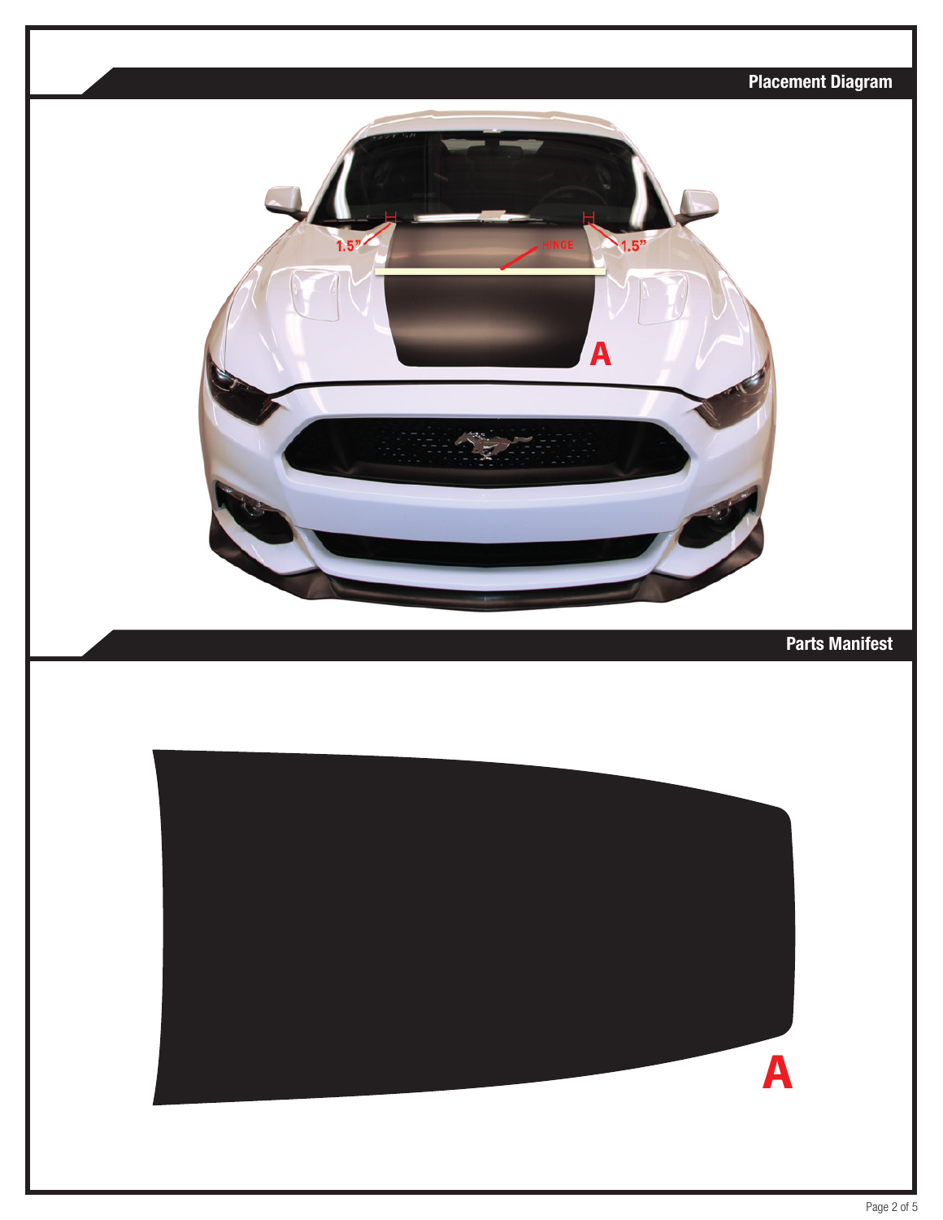## Placement Diagram

1.5”

HINGE

1.5”

A

## Parts Manifest

A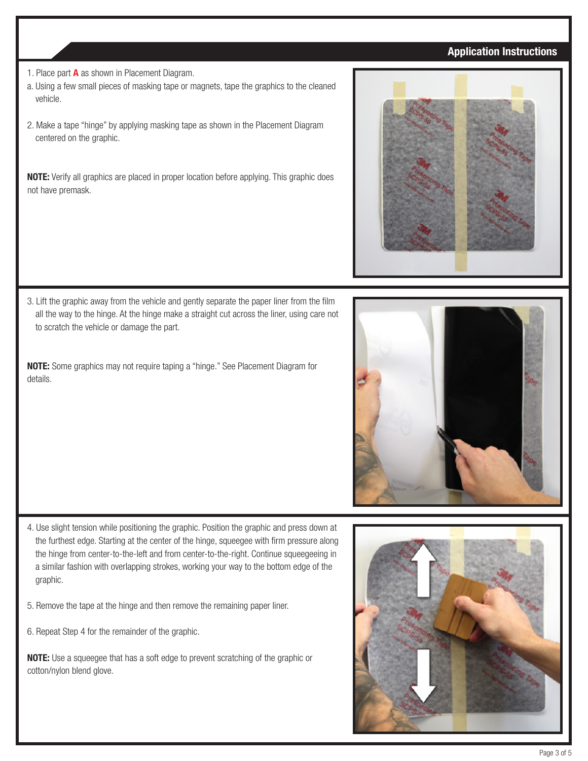## Application Instructions

1. Place part **A** as shown in Placement Diagram.
a. Using a few small pieces of masking tape or magnets, tape the graphics to the cleaned vehicle.

2. Make a tape "hinge" by applying masking tape as shown in the Placement Diagram centered on the graphic.

**NOTE:** Verify all graphics are placed in proper location before applying. This graphic does not have premask.

3. Lift the graphic away from the vehicle and gently separate the paper liner from the film all the way to the hinge. At the hinge make a straight cut across the liner, using care not to scratch the vehicle or damage the part.

**NOTE:** Some graphics may not require taping a "hinge." See Placement Diagram for details.

4. Use slight tension while positioning the graphic. Position the graphic and press down at the furthest edge. Starting at the center of the hinge, squeegee with firm pressure along the hinge from center-to-the-left and from center-to-the-right. Continue squeegeeing in a similar fashion with overlapping strokes, working your way to the bottom edge of the graphic.

5. Remove the tape at the hinge and then remove the remaining paper liner.

6. Repeat Step 4 for the remainder of the graphic.

**NOTE:** Use a squeegee that has a soft edge to prevent scratching of the graphic or cotton/nylon blend glove.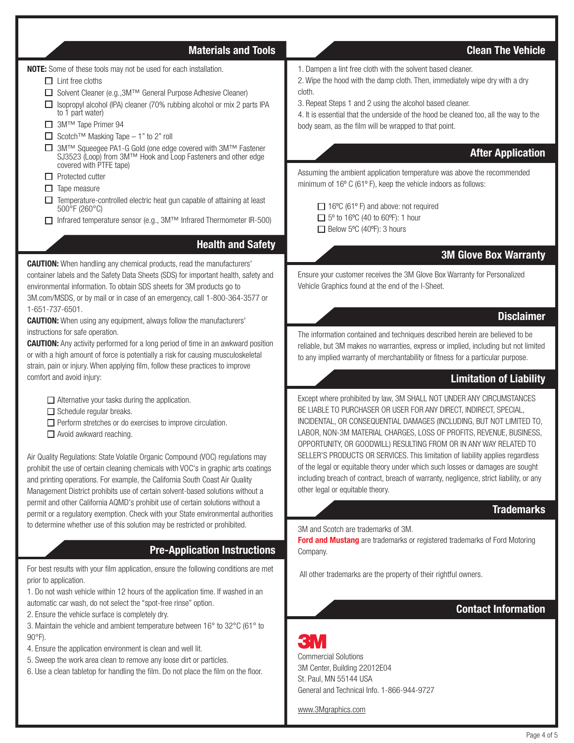## Materials and Tools

**NOTE:** Some of these tools may not be used for each installation.

- ☐ Lint free cloths
- ☐ Solvent Cleaner (e.g.,3M™ General Purpose Adhesive Cleaner)
- ☐ Isopropyl alcohol (IPA) cleaner (70% rubbing alcohol or mix 2 parts IPA to 1 part water)
- ☐ 3M™ Tape Primer 94
- ☐ Scotch™ Masking Tape – 1" to 2" roll
- ☐ 3M™ Squeegee PA1-G Gold (one edge covered with 3M™ Fastener SJ3523 (Loop) from 3M™ Hook and Loop Fasteners and other edge covered with PTFE tape)
- ☐ Protected cutter
- ☐ Tape measure
- ☐ Temperature-controlled electric heat gun capable of attaining at least 500°F (260°C)
- ☐ Infrared temperature sensor (e.g., 3M™ Infrared Thermometer IR-500)

## Health and Safety

**CAUTION:** When handling any chemical products, read the manufacturers' container labels and the Safety Data Sheets (SDS) for important health, safety and environmental information. To obtain SDS sheets for 3M products go to 3M.com/MSDS, or by mail or in case of an emergency, call 1-800-364-3577 or 1-651-737-6501.

**CAUTION:** When using any equipment, always follow the manufacturers' instructions for safe operation.

**CAUTION:** Any activity performed for a long period of time in an awkward position or with a high amount of force is potentially a risk for causing musculoskeletal strain, pain or injury. When applying film, follow these practices to improve comfort and avoid injury:

- ☐ Alternative your tasks during the application.
- ☐ Schedule regular breaks.
- ☐ Perform stretches or do exercises to improve circulation.
- ☐ Avoid awkward reaching.

Air Quality Regulations: State Volatile Organic Compound (VOC) regulations may prohibit the use of certain cleaning chemicals with VOC's in graphic arts coatings and printing operations. For example, the California South Coast Air Quality Management District prohibits use of certain solvent-based solutions without a permit and other California AQMD's prohibit use of certain solutions without a permit or a regulatory exemption. Check with your State environmental authorities to determine whether use of this solution may be restricted or prohibited.

## Pre-Application Instructions

For best results with your film application, ensure the following conditions are met prior to application.

1. Do not wash vehicle within 12 hours of the application time. If washed in an automatic car wash, do not select the "spot-free rinse" option.
2. Ensure the vehicle surface is completely dry.
3. Maintain the vehicle and ambient temperature between 16° to 32°C (61° to 90°F).
4. Ensure the application environment is clean and well lit.
5. Sweep the work area clean to remove any loose dirt or particles.
6. Use a clean tabletop for handling the film. Do not place the film on the floor.

## Clean The Vehicle

1. Dampen a lint free cloth with the solvent based cleaner.
2. Wipe the hood with the damp cloth. Then, immediately wipe dry with a dry cloth.
3. Repeat Steps 1 and 2 using the alcohol based cleaner.
4. It is essential that the underside of the hood be cleaned too, all the way to the body seam, as the film will be wrapped to that point.

## After Application

Assuming the ambient application temperature was above the recommended minimum of 16º C (61º F), keep the vehicle indoors as follows:

- ☐ 16ºC (61º F) and above: not required
- ☐ 5º to 16ºC (40 to 60ºF): 1 hour
- ☐ Below 5ºC (40ºF): 3 hours

## 3M Glove Box Warranty

Ensure your customer receives the 3M Glove Box Warranty for Personalized Vehicle Graphics found at the end of the I-Sheet.

## Disclaimer

The information contained and techniques described herein are believed to be reliable, but 3M makes no warranties, express or implied, including but not limited to any implied warranty of merchantability or fitness for a particular purpose.

## Limitation of Liability

Except where prohibited by law, 3M SHALL NOT UNDER ANY CIRCUMSTANCES BE LIABLE TO PURCHASER OR USER FOR ANY DIRECT, INDIRECT, SPECIAL, INCIDENTAL, OR CONSEQUENTIAL DAMAGES (INCLUDING, BUT NOT LIMITED TO, LABOR, NON-3M MATERIAL CHARGES, LOSS OF PROFITS, REVENUE, BUSINESS, OPPORTUNITY, OR GOODWILL) RESULTING FROM OR IN ANY WAY RELATED TO SELLER'S PRODUCTS OR SERVICES. This limitation of liability applies regardless of the legal or equitable theory under which such losses or damages are sought including breach of contract, breach of warranty, negligence, strict liability, or any other legal or equitable theory.

## Trademarks

3M and Scotch are trademarks of 3M.

**Ford and Mustang** are trademarks or registered trademarks of Ford Motoring Company.

All other trademarks are the property of their rightful owners.

## Contact Information

**3M**

Commercial Solutions
3M Center, Building 22012E04
St. Paul, MN 55144 USA
General and Technical Info. 1-866-944-9727

www.3Mgraphics.com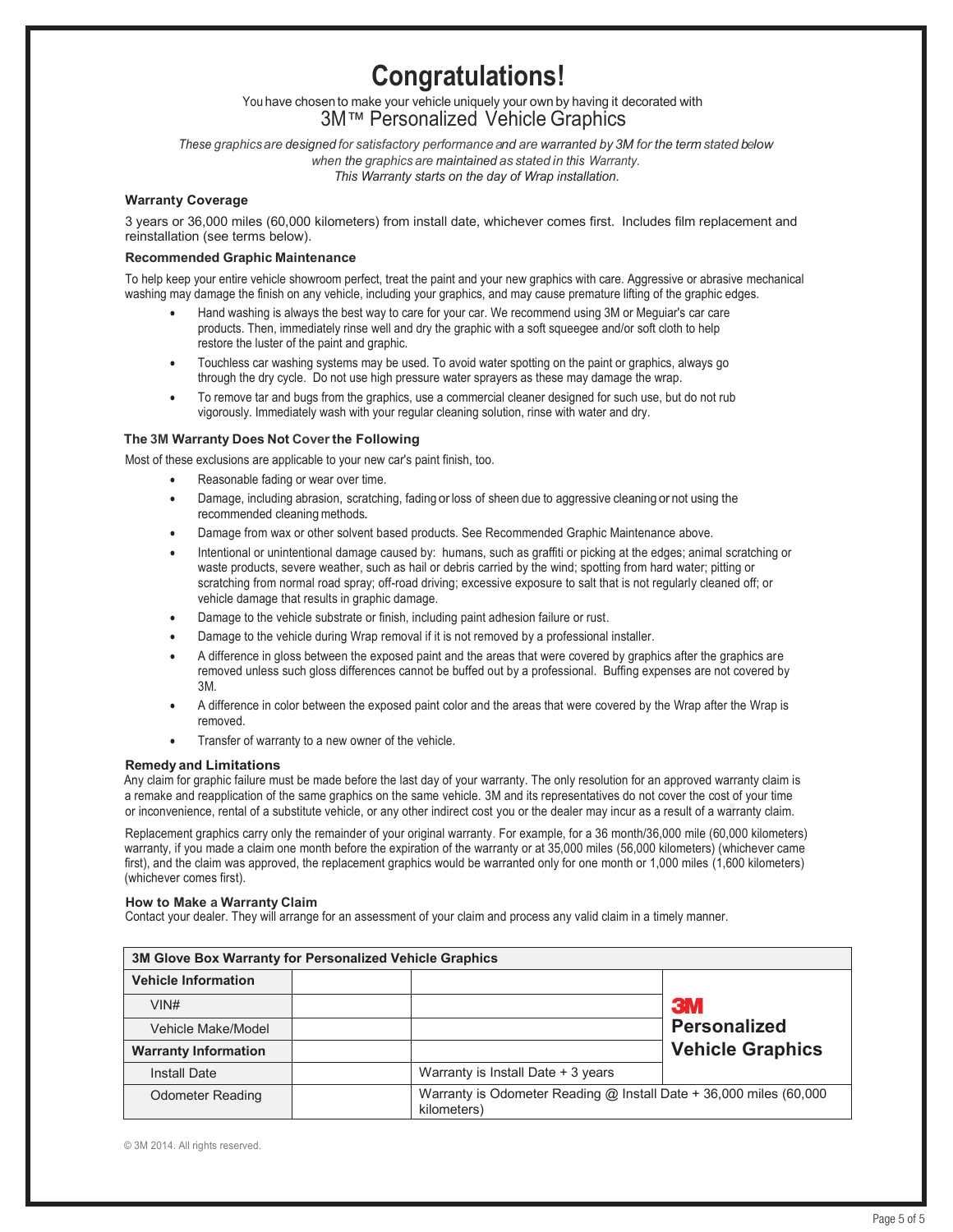# Congratulations!

You have chosen to make your vehicle uniquely your own by having it decorated with

## 3M™ Personalized Vehicle Graphics

*These graphics are designed for satisfactory performance and are warranted by 3M for the term stated below when the graphics are maintained as stated in this Warranty.*
*This Warranty starts on the day of Wrap installation.*

### Warranty Coverage

3 years or 36,000 miles (60,000 kilometers) from install date, whichever comes first. Includes film replacement and reinstallation (see terms below).

### Recommended Graphic Maintenance

To help keep your entire vehicle showroom perfect, treat the paint and your new graphics with care. Aggressive or abrasive mechanical washing may damage the finish on any vehicle, including your graphics, and may cause premature lifting of the graphic edges.

- Hand washing is always the best way to care for your car. We recommend using 3M or Meguiar's car care products. Then, immediately rinse well and dry the graphic with a soft squeegee and/or soft cloth to help restore the luster of the paint and graphic.
- Touchless car washing systems may be used. To avoid water spotting on the paint or graphics, always go through the dry cycle. Do not use high pressure water sprayers as these may damage the wrap.
- To remove tar and bugs from the graphics, use a commercial cleaner designed for such use, but do not rub vigorously. Immediately wash with your regular cleaning solution, rinse with water and dry.

### The 3M Warranty Does Not Cover the Following

Most of these exclusions are applicable to your new car's paint finish, too.

- Reasonable fading or wear over time.
- Damage, including abrasion, scratching, fading or loss of sheen due to aggressive cleaning or not using the recommended cleaning methods.
- Damage from wax or other solvent based products. See Recommended Graphic Maintenance above.
- Intentional or unintentional damage caused by: humans, such as graffiti or picking at the edges; animal scratching or waste products, severe weather, such as hail or debris carried by the wind; spotting from hard water; pitting or scratching from normal road spray; off-road driving; excessive exposure to salt that is not regularly cleaned off; or vehicle damage that results in graphic damage.
- Damage to the vehicle substrate or finish, including paint adhesion failure or rust.
- Damage to the vehicle during Wrap removal if it is not removed by a professional installer.
- A difference in gloss between the exposed paint and the areas that were covered by graphics after the graphics are removed unless such gloss differences cannot be buffed out by a professional. Buffing expenses are not covered by 3M.
- A difference in color between the exposed paint color and the areas that were covered by the Wrap after the Wrap is removed.
- Transfer of warranty to a new owner of the vehicle.

### Remedy and Limitations

Any claim for graphic failure must be made before the last day of your warranty. The only resolution for an approved warranty claim is a remake and reapplication of the same graphics on the same vehicle. 3M and its representatives do not cover the cost of your time or inconvenience, rental of a substitute vehicle, or any other indirect cost you or the dealer may incur as a result of a warranty claim.

Replacement graphics carry only the remainder of your original warranty. For example, for a 36 month/36,000 mile (60,000 kilometers) warranty, if you made a claim one month before the expiration of the warranty or at 35,000 miles (56,000 kilometers) (whichever came first), and the claim was approved, the replacement graphics would be warranted only for one month or 1,000 miles (1,600 kilometers) (whichever comes first).

### How to Make a Warranty Claim

Contact your dealer. They will arrange for an assessment of your claim and process any valid claim in a timely manner.

| **3M Glove Box Warranty for Personalized Vehicle Graphics** | | | |
|---|---|---|---|
| **Vehicle Information** | | | 3M **Personalized Vehicle Graphics** |
| VIN# | | | |
| Vehicle Make/Model | | | |
| **Warranty Information** | | | |
| Install Date | | Warranty is Install Date + 3 years | |
| Odometer Reading | | Warranty is Odometer Reading @ Install Date + 36,000 miles (60,000 kilometers) | |

© 3M 2014. All rights reserved.